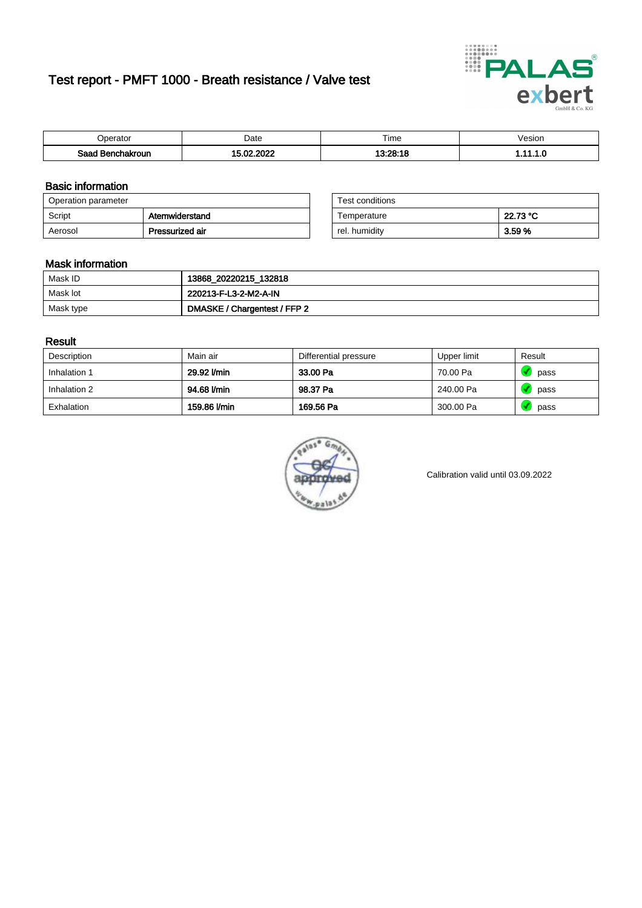# Test report - PMFT 1000 - Breath resistance / Valve test

| Operator | Date | Time | Vesion |
|---|---|---|---|
| **Saad Benchakroun** | **15.02.2022** | **13:28:18** | **1.11.1.0** |

## Basic information

| Operation parameter | |
|---|---|
| Script | **Atemwiderstand** |
| Aerosol | **Pressurized air** |

| Test conditions | |
|---|---|
| Temperature | **22.73 °C** |
| rel. humidity | **3.59 %** |

## Mask information

| Mask ID | **13868_20220215_132818** |
|---|---|
| Mask lot | **220213-F-L3-2-M2-A-IN** |
| Mask type | **DMASKE / Chargentest / FFP 2** |

## Result

| Description | Main air | Differential pressure | Upper limit | Result |
|---|---|---|---|---|
| Inhalation 1 | **29.92 l/min** | **33.00 Pa** | 70.00 Pa | pass |
| Inhalation 2 | **94.68 l/min** | **98.37 Pa** | 240.00 Pa | pass |
| Exhalation | **159.86 l/min** | **169.56 Pa** | 300.00 Pa | pass |

Calibration valid until 03.09.2022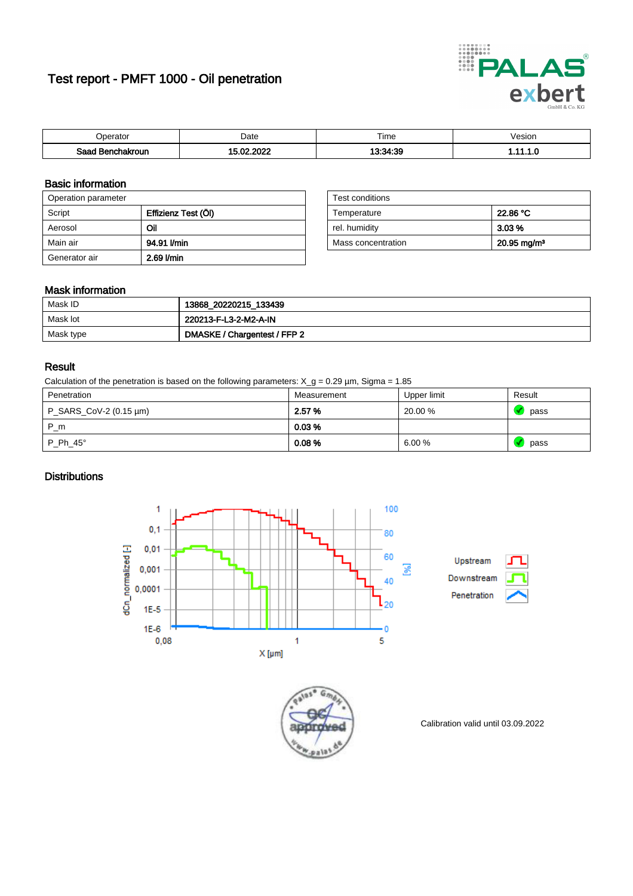# Test report - PMFT 1000 - Oil penetration

PALAS exbert GmbH & Co. KG

| Operator | Date | Time | Vesion |
|---|---|---|---|
| **Saad Benchakroun** | **15.02.2022** | **13:34:39** | **1.11.1.0** |

## Basic information

| Operation parameter | |
|---|---|
| Script | **Effizienz Test (Öl)** |
| Aerosol | **Oil** |
| Main air | **94.91 l/min** |
| Generator air | **2.69 l/min** |

| Test conditions | |
|---|---|
| Temperature | **22.86 °C** |
| rel. humidity | **3.03 %** |
| Mass concentration | **20.95 mg/m³** |

## Mask information

| | |
|---|---|
| Mask ID | **13868_20220215_133439** |
| Mask lot | **220213-F-L3-2-M2-A-IN** |
| Mask type | **DMASKE / Chargentest / FFP 2** |

## Result

Calculation of the penetration is based on the following parameters: X_g = 0.29 µm, Sigma = 1.85

| Penetration | Measurement | Upper limit | Result |
|---|---|---|---|
| P_SARS_CoV-2 (0.15 µm) | **2.57 %** | 20.00 % | pass |
| P_m | **0.03 %** | | |
| P_Ph_45° | **0.08 %** | 6.00 % | pass |

## Distributions

dCn_normalized [-]
1
0,1
0,01
0,001
0,0001
1E-5
1E-6
0,08
1
5
X [µm]
[%]
100
80
60
40
20
0

Upstream
Downstream
Penetration

QC approved
Palas® GmbH
www.palas.de

Calibration valid until 03.09.2022